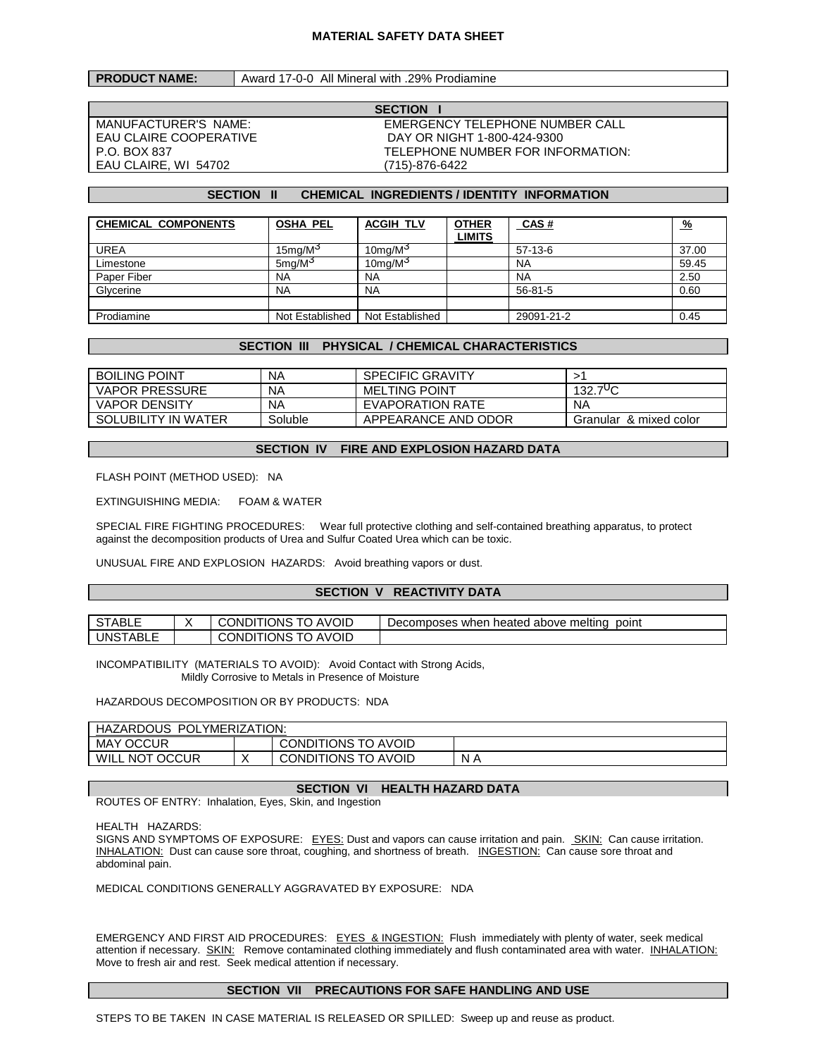# MATERIAL SAFETY DATA SHEET

| **PRODUCT NAME:** | Award 17-0-0 All Mineral with .29% Prodiamine |
|---|---|

## SECTION I

| | |
|---|---|
| MANUFACTURER'S NAME: | EMERGENCY TELEPHONE NUMBER CALL |
| EAU CLAIRE COOPERATIVE | DAY OR NIGHT 1-800-424-9300 |
| P.O. BOX 837 | TELEPHONE NUMBER FOR INFORMATION: |
| EAU CLAIRE, WI 54702 | (715)-876-6422 |

## SECTION II CHEMICAL INGREDIENTS / IDENTITY INFORMATION

| CHEMICAL COMPONENTS | OSHA PEL | ACGIH TLV | OTHER LIMITS | CAS # | % |
|---|---|---|---|---|---|
| UREA | 15mg/M$^3$ | 10mg/M$^3$ | | 57-13-6 | 37.00 |
| Limestone | 5mg/M$^3$ | 10mg/M$^3$ | | NA | 59.45 |
| Paper Fiber | NA | NA | | NA | 2.50 |
| Glycerine | NA | NA | | 56-81-5 | 0.60 |
| | | | | | |
| Prodiamine | Not Established | Not Established | | 29091-21-2 | 0.45 |

## SECTION III PHYSICAL / CHEMICAL CHARACTERISTICS

| | | | |
|---|---|---|---|
| BOILING POINT | NA | SPECIFIC GRAVITY | >1 |
| VAPOR PRESSURE | NA | MELTING POINT | 132.7$^{0}$C |
| VAPOR DENSITY | NA | EVAPORATION RATE | NA |
| SOLUBILITY IN WATER | Soluble | APPEARANCE AND ODOR | Granular & mixed color |

## SECTION IV FIRE AND EXPLOSION HAZARD DATA

FLASH POINT (METHOD USED): NA

EXTINGUISHING MEDIA: FOAM & WATER

SPECIAL FIRE FIGHTING PROCEDURES: Wear full protective clothing and self-contained breathing apparatus, to protect against the decomposition products of Urea and Sulfur Coated Urea which can be toxic.

UNUSUAL FIRE AND EXPLOSION HAZARDS: Avoid breathing vapors or dust.

## SECTION V REACTIVITY DATA

| | | | |
|---|---|---|---|
| STABLE | X | CONDITIONS TO AVOID | Decomposes when heated above melting point |
| UNSTABLE | | CONDITIONS TO AVOID | |

INCOMPATIBILITY (MATERIALS TO AVOID): Avoid Contact with Strong Acids, Mildly Corrosive to Metals in Presence of Moisture

HAZARDOUS DECOMPOSITION OR BY PRODUCTS: NDA

| HAZARDOUS POLYMERIZATION: | | | |
|---|---|---|---|
| MAY OCCUR | | CONDITIONS TO AVOID | |
| WILL NOT OCCUR | X | CONDITIONS TO AVOID | N A |

## SECTION VI HEALTH HAZARD DATA

ROUTES OF ENTRY: Inhalation, Eyes, Skin, and Ingestion

HEALTH HAZARDS:
SIGNS AND SYMPTOMS OF EXPOSURE: EYES: Dust and vapors can cause irritation and pain. SKIN: Can cause irritation. INHALATION: Dust can cause sore throat, coughing, and shortness of breath. INGESTION: Can cause sore throat and abdominal pain.

MEDICAL CONDITIONS GENERALLY AGGRAVATED BY EXPOSURE: NDA

EMERGENCY AND FIRST AID PROCEDURES: EYES & INGESTION: Flush immediately with plenty of water, seek medical attention if necessary. SKIN: Remove contaminated clothing immediately and flush contaminated area with water. INHALATION: Move to fresh air and rest. Seek medical attention if necessary.

## SECTION VII PRECAUTIONS FOR SAFE HANDLING AND USE

STEPS TO BE TAKEN IN CASE MATERIAL IS RELEASED OR SPILLED: Sweep up and reuse as product.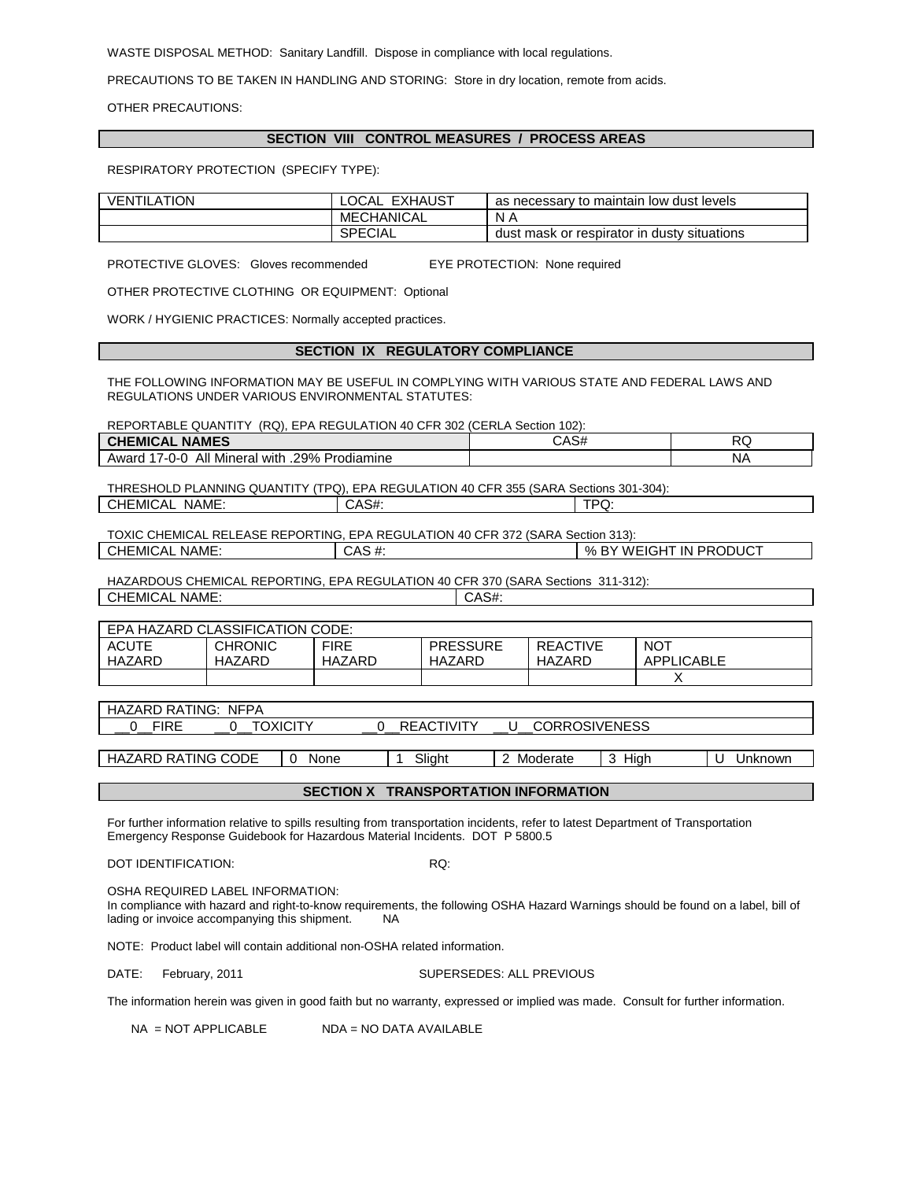WASTE DISPOSAL METHOD: Sanitary Landfill. Dispose in compliance with local regulations.

PRECAUTIONS TO BE TAKEN IN HANDLING AND STORING: Store in dry location, remote from acids.

OTHER PRECAUTIONS:

## SECTION VIII CONTROL MEASURES / PROCESS AREAS

RESPIRATORY PROTECTION (SPECIFY TYPE):

| | | |
|---|---|---|
| VENTILATION | LOCAL EXHAUST | as necessary to maintain low dust levels |
| | MECHANICAL | N A |
| | SPECIAL | dust mask or respirator in dusty situations |

PROTECTIVE GLOVES: Gloves recommended EYE PROTECTION: None required

OTHER PROTECTIVE CLOTHING OR EQUIPMENT: Optional

WORK / HYGIENIC PRACTICES: Normally accepted practices.

## SECTION IX REGULATORY COMPLIANCE

THE FOLLOWING INFORMATION MAY BE USEFUL IN COMPLYING WITH VARIOUS STATE AND FEDERAL LAWS AND REGULATIONS UNDER VARIOUS ENVIRONMENTAL STATUTES:

REPORTABLE QUANTITY (RQ), EPA REGULATION 40 CFR 302 (CERLA Section 102):

| **CHEMICAL NAMES** | CAS# | RQ |
|---|---|---|
| Award 17-0-0 All Mineral with .29% Prodiamine | | NA |

THRESHOLD PLANNING QUANTITY (TPQ), EPA REGULATION 40 CFR 355 (SARA Sections 301-304):

| CHEMICAL NAME: | CAS#: | TPQ: |
|---|---|---|

TOXIC CHEMICAL RELEASE REPORTING, EPA REGULATION 40 CFR 372 (SARA Section 313):

| CHEMICAL NAME: | CAS #: | % BY WEIGHT IN PRODUCT |
|---|---|---|

HAZARDOUS CHEMICAL REPORTING, EPA REGULATION 40 CFR 370 (SARA Sections 311-312):

| CHEMICAL NAME: | CAS#: |
|---|---|

| EPA HAZARD CLASSIFICATION CODE: | | | | | |
|---|---|---|---|---|---|
| ACUTE HAZARD | CHRONIC HAZARD | FIRE HAZARD | PRESSURE HAZARD | REACTIVE HAZARD | NOT APPLICABLE |
| | | | | | X |

HAZARD RATING: NFPA

__0__FIRE __0__TOXICITY __0__REACTIVITY __U__CORROSIVENESS

| HAZARD RATING CODE | 0 None | 1 Slight | 2 Moderate | 3 High | U Unknown |
|---|---|---|---|---|---|

## SECTION X TRANSPORTATION INFORMATION

For further information relative to spills resulting from transportation incidents, refer to latest Department of Transportation Emergency Response Guidebook for Hazardous Material Incidents. DOT P 5800.5

DOT IDENTIFICATION: RQ:

OSHA REQUIRED LABEL INFORMATION:
In compliance with hazard and right-to-know requirements, the following OSHA Hazard Warnings should be found on a label, bill of lading or invoice accompanying this shipment. NA

NOTE: Product label will contain additional non-OSHA related information.

DATE: February, 2011 SUPERSEDES: ALL PREVIOUS

The information herein was given in good faith but no warranty, expressed or implied was made. Consult for further information.

NA = NOT APPLICABLE NDA = NO DATA AVAILABLE